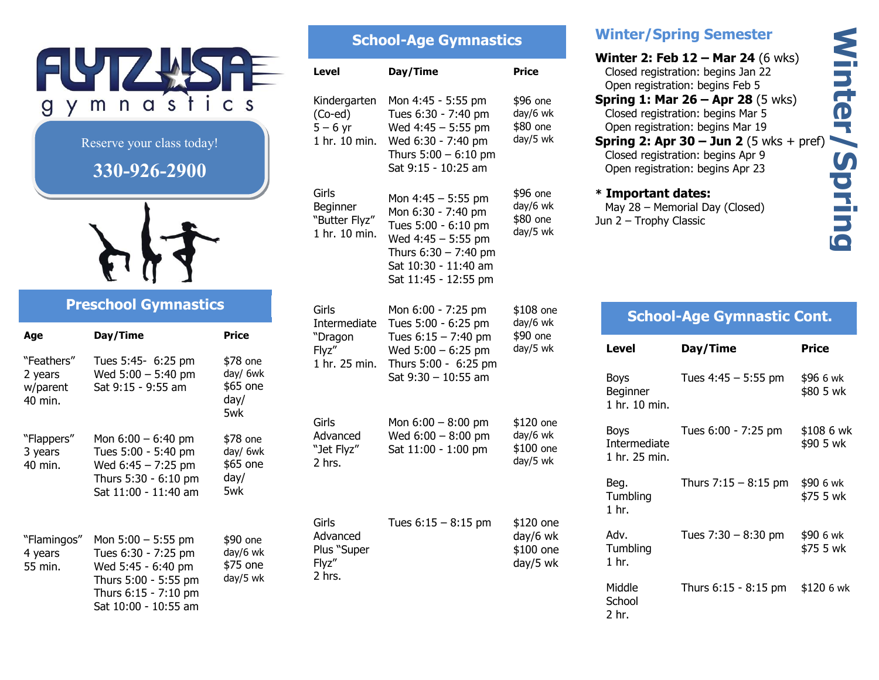# FLYTZ USA gymnastics

Reserve your class today!

**330-926-2900**

## Preschool Gymnastics

| Age | Day/Time | Price |
|---|---|---|
| "Feathers" 2 years w/parent 40 min. | Tues 5:45- 6:25 pm<br>Wed 5:00 – 5:40 pm<br>Sat 9:15 - 9:55 am | $78 one day/ 6wk<br>$65 one day/ 5wk |
| "Flappers" 3 years 40 min. | Mon 6:00 – 6:40 pm<br>Tues 5:00 - 5:40 pm<br>Wed 6:45 – 7:25 pm<br>Thurs 5:30 - 6:10 pm<br>Sat 11:00 - 11:40 am | $78 one day/ 6wk<br>$65 one day/ 5wk |
| "Flamingos" 4 years 55 min. | Mon 5:00 – 5:55 pm<br>Tues 6:30 - 7:25 pm<br>Wed 5:45 - 6:40 pm<br>Thurs 5:00 - 5:55 pm<br>Thurs 6:15 - 7:10 pm<br>Sat 10:00 - 10:55 am | $90 one day/6 wk<br>$75 one day/5 wk |

## School-Age Gymnastics

| Level | Day/Time | Price |
|---|---|---|
| Kindergarten (Co-ed) 5 – 6 yr 1 hr. 10 min. | Mon 4:45 - 5:55 pm<br>Tues 6:30 - 7:40 pm<br>Wed 4:45 – 5:55 pm<br>Wed 6:30 - 7:40 pm<br>Thurs 5:00 – 6:10 pm<br>Sat 9:15 - 10:25 am | $96 one day/6 wk<br>$80 one day/5 wk |
| Girls Beginner "Butter Flyz" 1 hr. 10 min. | Mon 4:45 – 5:55 pm<br>Mon 6:30 - 7:40 pm<br>Tues 5:00 - 6:10 pm<br>Wed 4:45 – 5:55 pm<br>Thurs 6:30 – 7:40 pm<br>Sat 10:30 - 11:40 am<br>Sat 11:45 - 12:55 pm | $96 one day/6 wk<br>$80 one day/5 wk |
| Girls Intermediate "Dragon Flyz" 1 hr. 25 min. | Mon 6:00 - 7:25 pm<br>Tues 5:00 - 6:25 pm<br>Tues 6:15 – 7:40 pm<br>Wed 5:00 - 6:25 pm<br>Thurs 5:00 - 6:25 pm<br>Sat 9:30 – 10:55 am | $108 one day/6 wk<br>$90 one day/5 wk |
| Girls Advanced "Jet Flyz" 2 hrs. | Mon 6:00 – 8:00 pm<br>Wed 6:00 – 8:00 pm<br>Sat 11:00 - 1:00 pm | $120 one day/6 wk<br>$100 one day/5 wk |
| Girls Advanced Plus "Super Flyz" 2 hrs. | Tues 6:15 – 8:15 pm | $120 one day/6 wk<br>$100 one day/5 wk |

## Winter/Spring Semester

**Winter 2: Feb 12 – Mar 24** (6 wks)
Closed registration: begins Jan 22
Open registration: begins Feb 5

**Spring 1: Mar 26 – Apr 28** (5 wks)
Closed registration: begins Mar 5
Open registration: begins Mar 19

**Spring 2: Apr 30 – Jun 2** (5 wks + pref)
Closed registration: begins Apr 9
Open registration: begins Apr 23

**\* Important dates:**
May 28 – Memorial Day (Closed)
Jun 2 – Trophy Classic

**Winter/Spring**

## School-Age Gymnastic Cont.

| Level | Day/Time | Price |
|---|---|---|
| Boys Beginner 1 hr. 10 min. | Tues 4:45 – 5:55 pm | $96 6 wk<br>$80 5 wk |
| Boys Intermediate 1 hr. 25 min. | Tues 6:00 - 7:25 pm | $108 6 wk<br>$90 5 wk |
| Beg. Tumbling 1 hr. | Thurs 7:15 – 8:15 pm | $90 6 wk<br>$75 5 wk |
| Adv. Tumbling 1 hr. | Tues 7:30 – 8:30 pm | $90 6 wk<br>$75 5 wk |
| Middle School 2 hr. | Thurs 6:15 - 8:15 pm | $120 6 wk |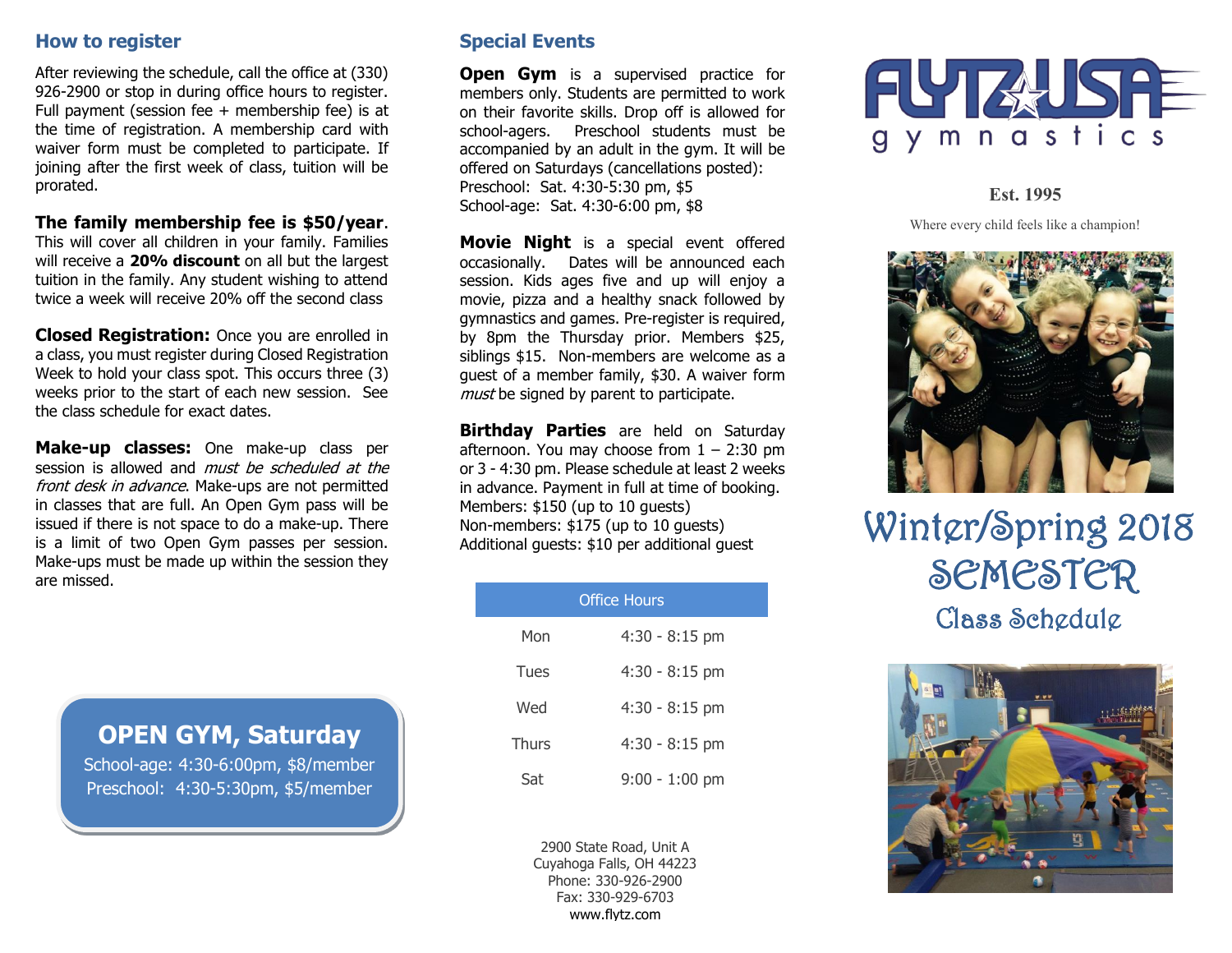## How to register

After reviewing the schedule, call the office at (330) 926-2900 or stop in during office hours to register. Full payment (session fee + membership fee) is at the time of registration. A membership card with waiver form must be completed to participate. If joining after the first week of class, tuition will be prorated.

**The family membership fee is $50/year**. This will cover all children in your family. Families will receive a **20% discount** on all but the largest tuition in the family. Any student wishing to attend twice a week will receive 20% off the second class

**Closed Registration:** Once you are enrolled in a class, you must register during Closed Registration Week to hold your class spot. This occurs three (3) weeks prior to the start of each new session. See the class schedule for exact dates.

**Make-up classes:** One make-up class per session is allowed and *must be scheduled at the front desk in advance*. Make-ups are not permitted in classes that are full. An Open Gym pass will be issued if there is not space to do a make-up. There is a limit of two Open Gym passes per session. Make-ups must be made up within the session they are missed.

**OPEN GYM, Saturday**

School-age: 4:30-6:00pm, $8/member
Preschool: 4:30-5:30pm, $5/member

## Special Events

**Open Gym** is a supervised practice for members only. Students are permitted to work on their favorite skills. Drop off is allowed for school-agers. Preschool students must be accompanied by an adult in the gym. It will be offered on Saturdays (cancellations posted):
Preschool: Sat. 4:30-5:30 pm, $5
School-age: Sat. 4:30-6:00 pm, $8

**Movie Night** is a special event offered occasionally. Dates will be announced each session. Kids ages five and up will enjoy a movie, pizza and a healthy snack followed by gymnastics and games. Pre-register is required, by 8pm the Thursday prior. Members $25, siblings $15. Non-members are welcome as a guest of a member family, $30. A waiver form *must* be signed by parent to participate.

**Birthday Parties** are held on Saturday afternoon. You may choose from 1 – 2:30 pm or 3 - 4:30 pm. Please schedule at least 2 weeks in advance. Payment in full at time of booking.
Members: $150 (up to 10 guests)
Non-members: $175 (up to 10 guests)
Additional guests: $10 per additional guest

| Office Hours | |
|---|---|
| Mon | 4:30 - 8:15 pm |
| Tues | 4:30 - 8:15 pm |
| Wed | 4:30 - 8:15 pm |
| Thurs | 4:30 - 8:15 pm |
| Sat | 9:00 - 1:00 pm |

2900 State Road, Unit A
Cuyahoga Falls, OH 44223
Phone: 330-926-2900
Fax: 330-929-6703
www.flytz.com

# FLYTZ USA gymnastics

**Est. 1995**

Where every child feels like a champion!

# Winter/Spring 2018 SEMESTER

## Class Schedule